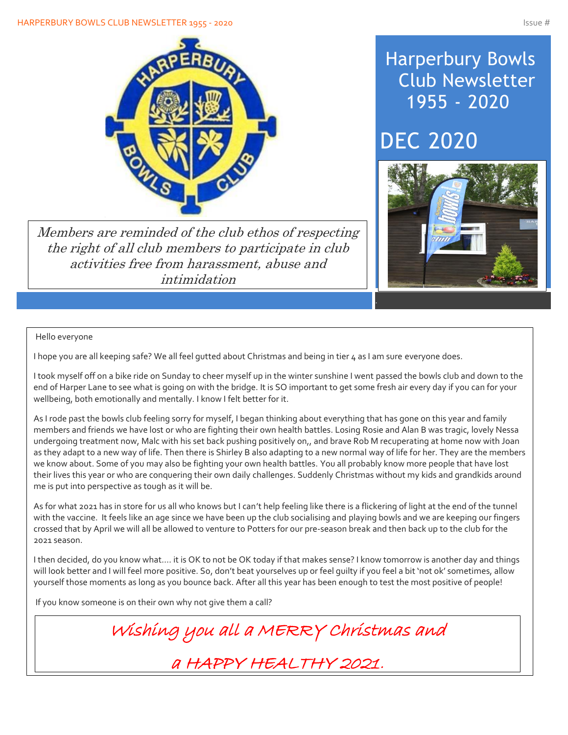# Harperbury Bowls Club Newsletter 1955 - 2020

## DEC 2020

*Members are reminded of the club ethos of respecting the right of all club members to participate in club activities free from harassment, abuse and intimidation*

Hello everyone

I hope you are all keeping safe? We all feel gutted about Christmas and being in tier 4 as I am sure everyone does.

I took myself off on a bike ride on Sunday to cheer myself up in the winter sunshine I went passed the bowls club and down to the end of Harper Lane to see what is going on with the bridge. It is SO important to get some fresh air every day if you can for your wellbeing, both emotionally and mentally. I know I felt better for it.

As I rode past the bowls club feeling sorry for myself, I began thinking about everything that has gone on this year and family members and friends we have lost or who are fighting their own health battles. Losing Rosie and Alan B was tragic, lovely Nessa undergoing treatment now, Malc with his set back pushing positively on,, and brave Rob M recuperating at home now with Joan as they adapt to a new way of life. Then there is Shirley B also adapting to a new normal way of life for her. They are the members we know about. Some of you may also be fighting your own health battles. You all probably know more people that have lost their lives this year or who are conquering their own daily challenges. Suddenly Christmas without my kids and grandkids around me is put into perspective as tough as it will be.

As for what 2021 has in store for us all who knows but I can't help feeling like there is a flickering of light at the end of the tunnel with the vaccine. It feels like an age since we have been up the club socialising and playing bowls and we are keeping our fingers crossed that by April we will all be allowed to venture to Potters for our pre-season break and then back up to the club for the 2021 season.

I then decided, do you know what.... it is OK to not be OK today if that makes sense? I know tomorrow is another day and things will look better and I will feel more positive. So, don't beat yourselves up or feel guilty if you feel a bit 'not ok' sometimes, allow yourself those moments as long as you bounce back. After all this year has been enough to test the most positive of people!

If you know someone is on their own why not give them a call?

**Wishing you all a MERRY Christmas and**

**a HAPPY HEALTHY 2021.**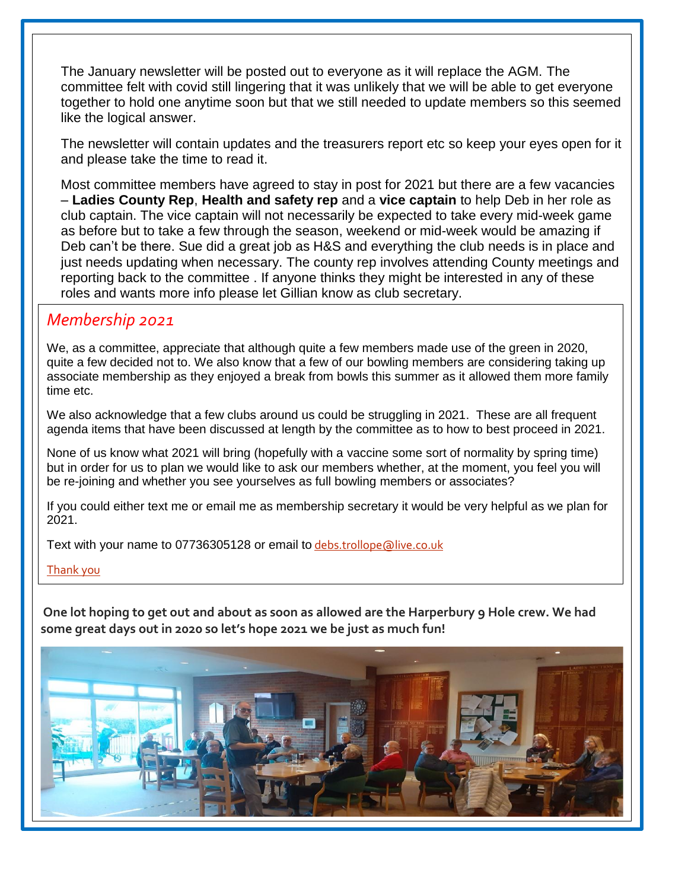The January newsletter will be posted out to everyone as it will replace the AGM. The committee felt with covid still lingering that it was unlikely that we will be able to get everyone together to hold one anytime soon but that we still needed to update members so this seemed like the logical answer.

The newsletter will contain updates and the treasurers report etc so keep your eyes open for it and please take the time to read it.

Most committee members have agreed to stay in post for 2021 but there are a few vacancies – **Ladies County Rep**, **Health and safety rep** and a **vice captain** to help Deb in her role as club captain. The vice captain will not necessarily be expected to take every mid-week game as before but to take a few through the season, weekend or mid-week would be amazing if Deb can't be there. Sue did a great job as H&S and everything the club needs is in place and just needs updating when necessary. The county rep involves attending County meetings and reporting back to the committee . If anyone thinks they might be interested in any of these roles and wants more info please let Gillian know as club secretary.

## *Membership 2021*

We, as a committee, appreciate that although quite a few members made use of the green in 2020, quite a few decided not to. We also know that a few of our bowling members are considering taking up associate membership as they enjoyed a break from bowls this summer as it allowed them more family time etc.

We also acknowledge that a few clubs around us could be struggling in 2021. These are all frequent agenda items that have been discussed at length by the committee as to how to best proceed in 2021.

None of us know what 2021 will bring (hopefully with a vaccine some sort of normality by spring time) but in order for us to plan we would like to ask our members whether, at the moment, you feel you will be re-joining and whether you see yourselves as full bowling members or associates?

If you could either text me or email me as membership secretary it would be very helpful as we plan for 2021.

Text with your name to 07736305128 or email to debs.trollope@live.co.uk

Thank you

**One lot hoping to get out and about as soon as allowed are the Harperbury 9 Hole crew. We had some great days out in 2020 so let's hope 2021 we be just as much fun!**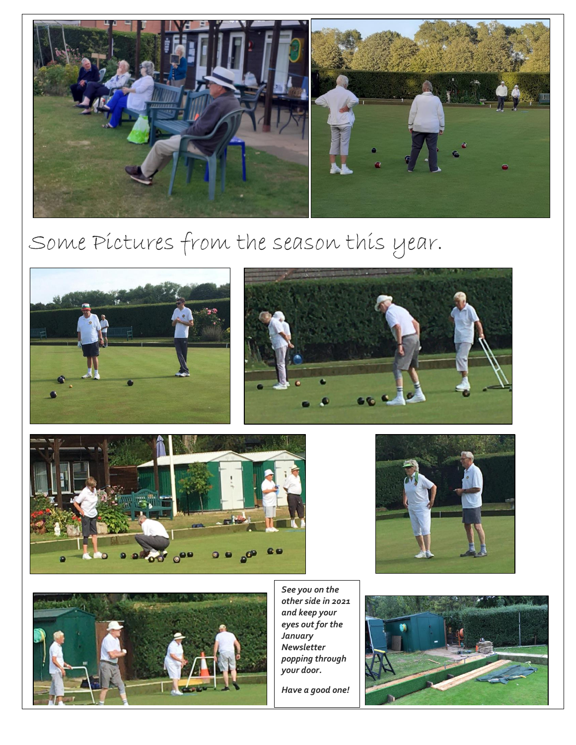Some Pictures from the season this year.

*See you on the other side in 2021 and keep your eyes out for the January Newsletter popping through your door.*

*Have a good one!*